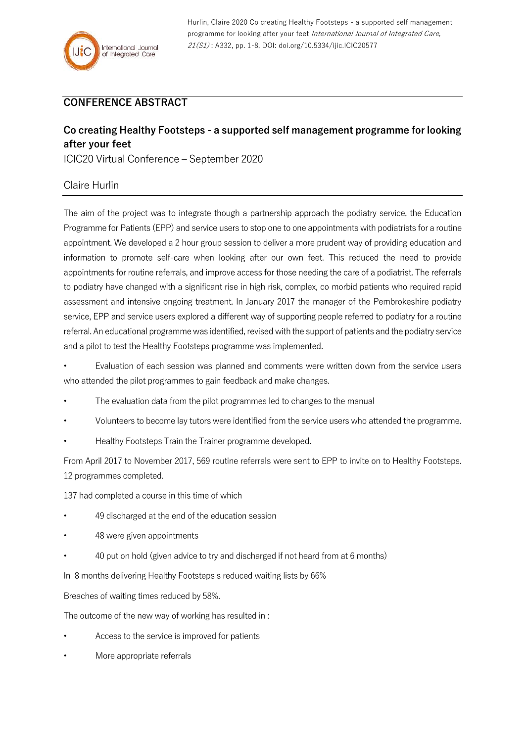## CONFERENCE ABSTRACT

# Co creating Healthy Footsteps - a supported self management programme for looking after your feet

ICIC20 Virtual Conference – September 2020

Claire Hurlin

The aim of the project was to integrate though a partnership approach the podiatry service, the Education Programme for Patients (EPP) and service users to stop one to one appointments with podiatrists for a routine appointment. We developed a 2 hour group session to deliver a more prudent way of providing education and information to promote self-care when looking after our own feet. This reduced the need to provide appointments for routine referrals, and improve access for those needing the care of a podiatrist. The referrals to podiatry have changed with a significant rise in high risk, complex, co morbid patients who required rapid assessment and intensive ongoing treatment. In January 2017 the manager of the Pembrokeshire podiatry service, EPP and service users explored a different way of supporting people referred to podiatry for a routine referral. An educational programme was identified, revised with the support of patients and the podiatry service and a pilot to test the Healthy Footsteps programme was implemented.

- Evaluation of each session was planned and comments were written down from the service users who attended the pilot programmes to gain feedback and make changes.
- The evaluation data from the pilot programmes led to changes to the manual
- Volunteers to become lay tutors were identified from the service users who attended the programme.
- Healthy Footsteps Train the Trainer programme developed.

From April 2017 to November 2017, 569 routine referrals were sent to EPP to invite on to Healthy Footsteps. 12 programmes completed.

137 had completed a course in this time of which

- 49 discharged at the end of the education session
- 48 were given appointments
- 40 put on hold (given advice to try and discharged if not heard from at 6 months)

In 8 months delivering Healthy Footsteps s reduced waiting lists by 66%

Breaches of waiting times reduced by 58%.

The outcome of the new way of working has resulted in :

- Access to the service is improved for patients
- More appropriate referrals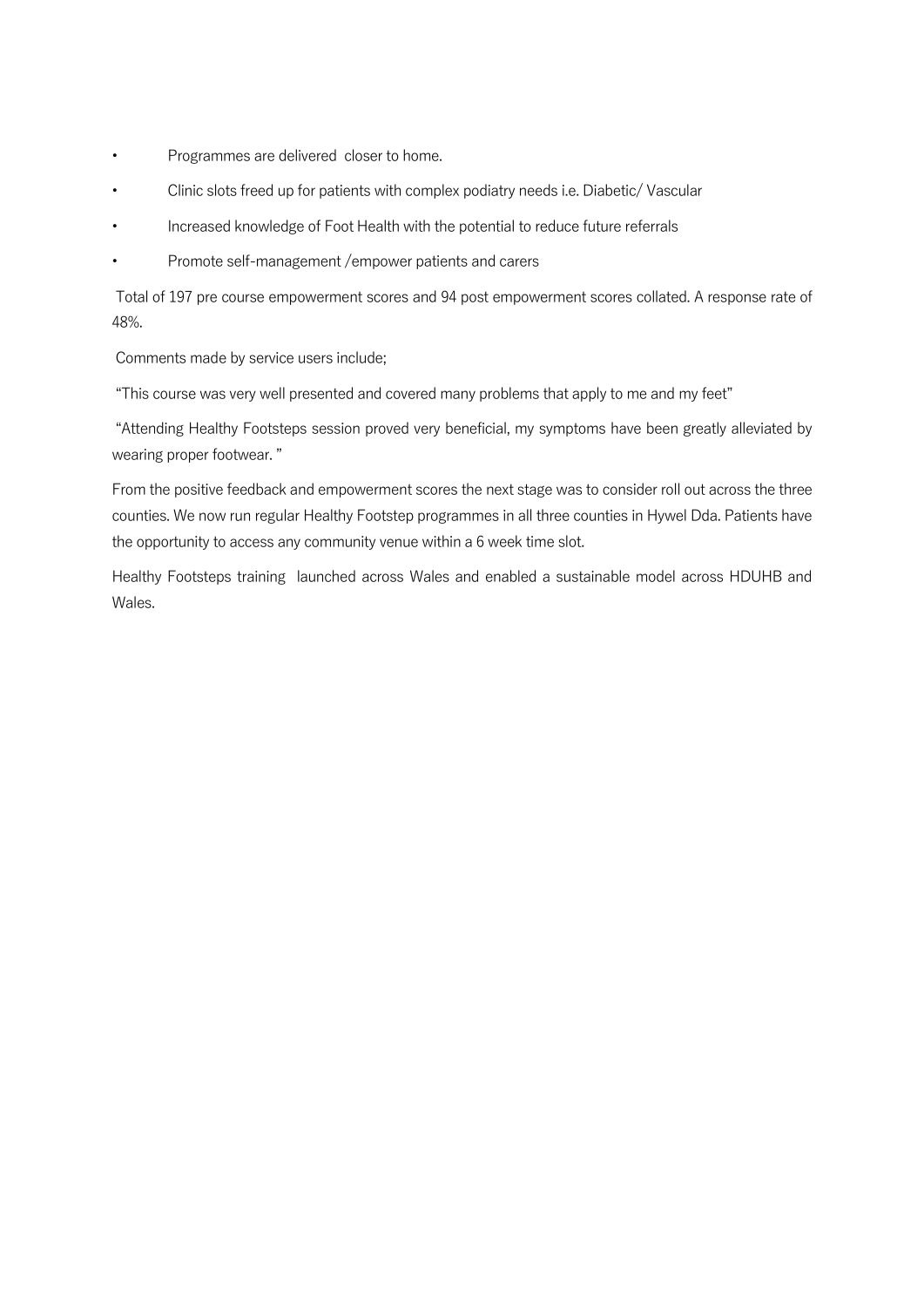- Programmes are delivered closer to home.
- Clinic slots freed up for patients with complex podiatry needs i.e. Diabetic/ Vascular
- Increased knowledge of Foot Health with the potential to reduce future referrals
- Promote self-management /empower patients and carers

Total of 197 pre course empowerment scores and 94 post empowerment scores collated. A response rate of 48%.

Comments made by service users include;

"This course was very well presented and covered many problems that apply to me and my feet"

"Attending Healthy Footsteps session proved very beneficial, my symptoms have been greatly alleviated by wearing proper footwear. "

From the positive feedback and empowerment scores the next stage was to consider roll out across the three counties. We now run regular Healthy Footstep programmes in all three counties in Hywel Dda. Patients have the opportunity to access any community venue within a 6 week time slot.

Healthy Footsteps training launched across Wales and enabled a sustainable model across HDUHB and Wales.